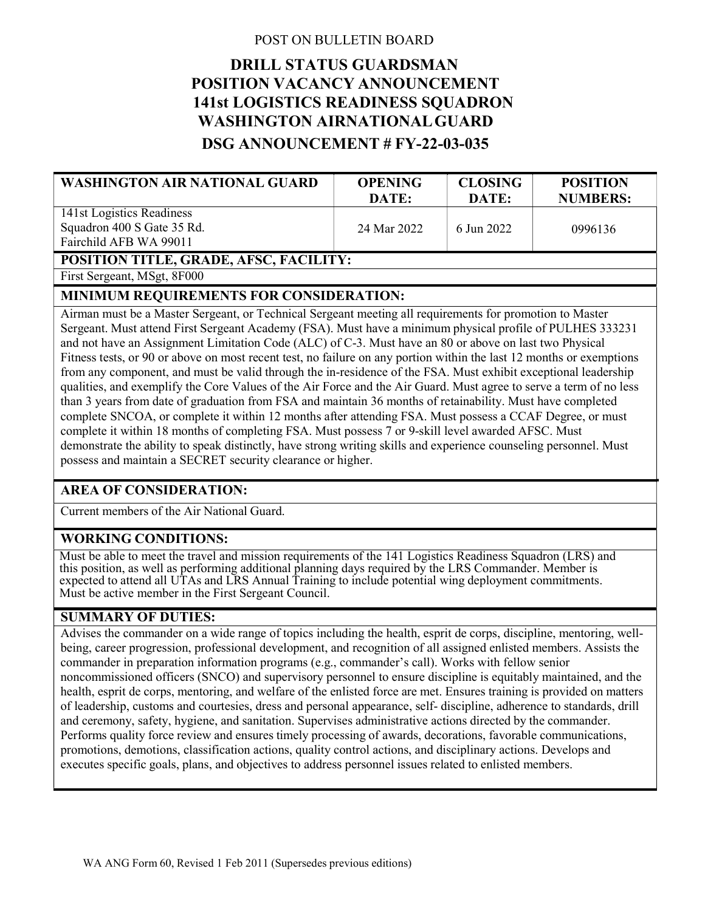POST ON BULLETIN BOARD

# DRILL STATUS GUARDSMAN POSITION VACANCY ANNOUNCEMENT 141st LOGISTICS READINESS SQUADRON WASHINGTON AIRNATIONAL GUARD

## DSG ANNOUNCEMENT # FY-22-03-035

| WASHINGTON AIR NATIONAL GUARD | OPENING DATE: | CLOSING DATE: | POSITION NUMBERS: |
|---|---|---|---|
| 141st Logistics Readiness Squadron 400 S Gate 35 Rd. Fairchild AFB WA 99011 | 24 Mar 2022 | 6 Jun 2022 | 0996136 |

### POSITION TITLE, GRADE, AFSC, FACILITY:

First Sergeant, MSgt, 8F000

### MINIMUM REQUIREMENTS FOR CONSIDERATION:

Airman must be a Master Sergeant, or Technical Sergeant meeting all requirements for promotion to Master Sergeant. Must attend First Sergeant Academy (FSA). Must have a minimum physical profile of PULHES 333231 and not have an Assignment Limitation Code (ALC) of C-3. Must have an 80 or above on last two Physical Fitness tests, or 90 or above on most recent test, no failure on any portion within the last 12 months or exemptions from any component, and must be valid through the in-residence of the FSA. Must exhibit exceptional leadership qualities, and exemplify the Core Values of the Air Force and the Air Guard. Must agree to serve a term of no less than 3 years from date of graduation from FSA and maintain 36 months of retainability. Must have completed complete SNCOA, or complete it within 12 months after attending FSA. Must possess a CCAF Degree, or must complete it within 18 months of completing FSA. Must possess 7 or 9-skill level awarded AFSC. Must demonstrate the ability to speak distinctly, have strong writing skills and experience counseling personnel. Must possess and maintain a SECRET security clearance or higher.

### AREA OF CONSIDERATION:

Current members of the Air National Guard.

### WORKING CONDITIONS:

Must be able to meet the travel and mission requirements of the 141 Logistics Readiness Squadron (LRS) and this position, as well as performing additional planning days required by the LRS Commander. Member is expected to attend all UTAs and LRS Annual Training to include potential wing deployment commitments. Must be active member in the First Sergeant Council.

### SUMMARY OF DUTIES:

Advises the commander on a wide range of topics including the health, esprit de corps, discipline, mentoring, well-being, career progression, professional development, and recognition of all assigned enlisted members. Assists the commander in preparation information programs (e.g., commander's call). Works with fellow senior noncommissioned officers (SNCO) and supervisory personnel to ensure discipline is equitably maintained, and the health, esprit de corps, mentoring, and welfare of the enlisted force are met. Ensures training is provided on matters of leadership, customs and courtesies, dress and personal appearance, self- discipline, adherence to standards, drill and ceremony, safety, hygiene, and sanitation. Supervises administrative actions directed by the commander. Performs quality force review and ensures timely processing of awards, decorations, favorable communications, promotions, demotions, classification actions, quality control actions, and disciplinary actions. Develops and executes specific goals, plans, and objectives to address personnel issues related to enlisted members.

WA ANG Form 60, Revised 1 Feb 2011 (Supersedes previous editions)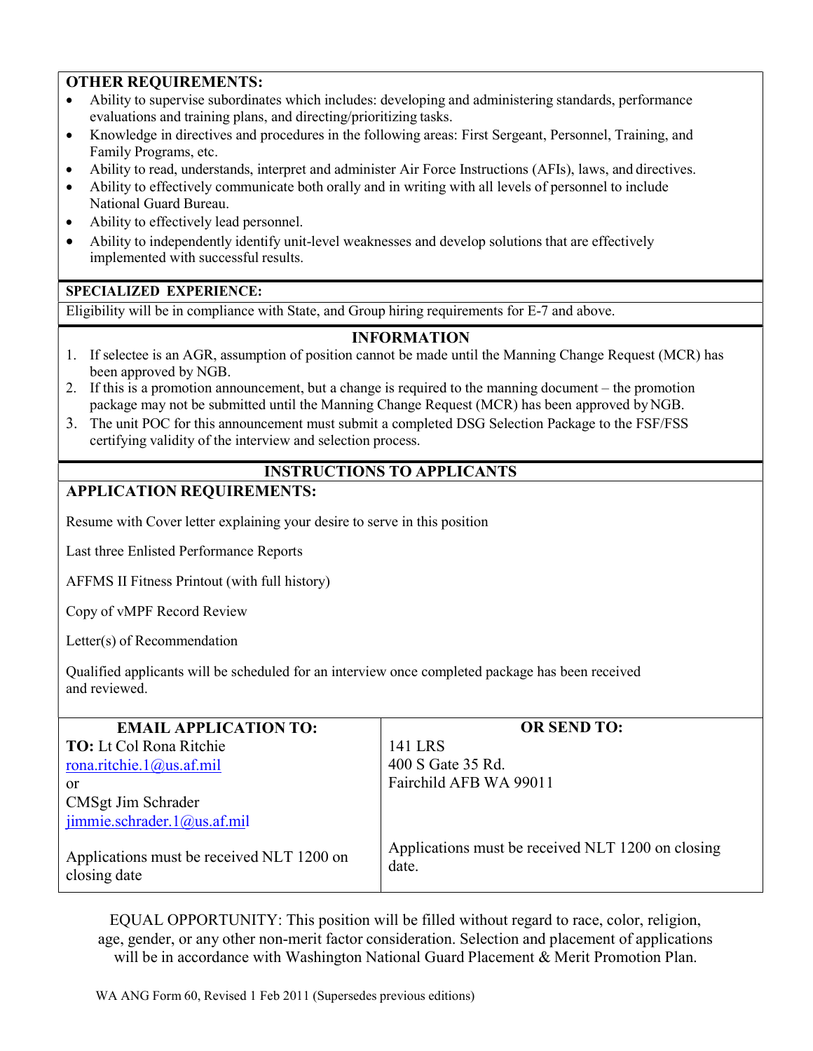## OTHER REQUIREMENTS:

- Ability to supervise subordinates which includes: developing and administering standards, performance evaluations and training plans, and directing/prioritizing tasks.
- Knowledge in directives and procedures in the following areas: First Sergeant, Personnel, Training, and Family Programs, etc.
- Ability to read, understands, interpret and administer Air Force Instructions (AFIs), laws, and directives.
- Ability to effectively communicate both orally and in writing with all levels of personnel to include National Guard Bureau.
- Ability to effectively lead personnel.
- Ability to independently identify unit-level weaknesses and develop solutions that are effectively implemented with successful results.

## SPECIALIZED EXPERIENCE:

Eligibility will be in compliance with State, and Group hiring requirements for E-7 and above.

## INFORMATION

1. If selectee is an AGR, assumption of position cannot be made until the Manning Change Request (MCR) has been approved by NGB.
2. If this is a promotion announcement, but a change is required to the manning document – the promotion package may not be submitted until the Manning Change Request (MCR) has been approved by NGB.
3. The unit POC for this announcement must submit a completed DSG Selection Package to the FSF/FSS certifying validity of the interview and selection process.

## INSTRUCTIONS TO APPLICANTS

### APPLICATION REQUIREMENTS:

Resume with Cover letter explaining your desire to serve in this position

Last three Enlisted Performance Reports

AFFMS II Fitness Printout (with full history)

Copy of vMPF Record Review

Letter(s) of Recommendation

Qualified applicants will be scheduled for an interview once completed package has been received and reviewed.

| EMAIL APPLICATION TO: | OR SEND TO: |
|---|---|
| **TO:** Lt Col Rona Ritchie<br>rona.ritchie.1@us.af.mil<br>or<br>CMSgt Jim Schrader<br>jimmie.schrader.1@us.af.mil | 141 LRS<br>400 S Gate 35 Rd.<br>Fairchild AFB WA 99011 |
| Applications must be received NLT 1200 on closing date | Applications must be received NLT 1200 on closing date. |

EQUAL OPPORTUNITY: This position will be filled without regard to race, color, religion, age, gender, or any other non-merit factor consideration. Selection and placement of applications will be in accordance with Washington National Guard Placement & Merit Promotion Plan.

WA ANG Form 60, Revised 1 Feb 2011 (Supersedes previous editions)